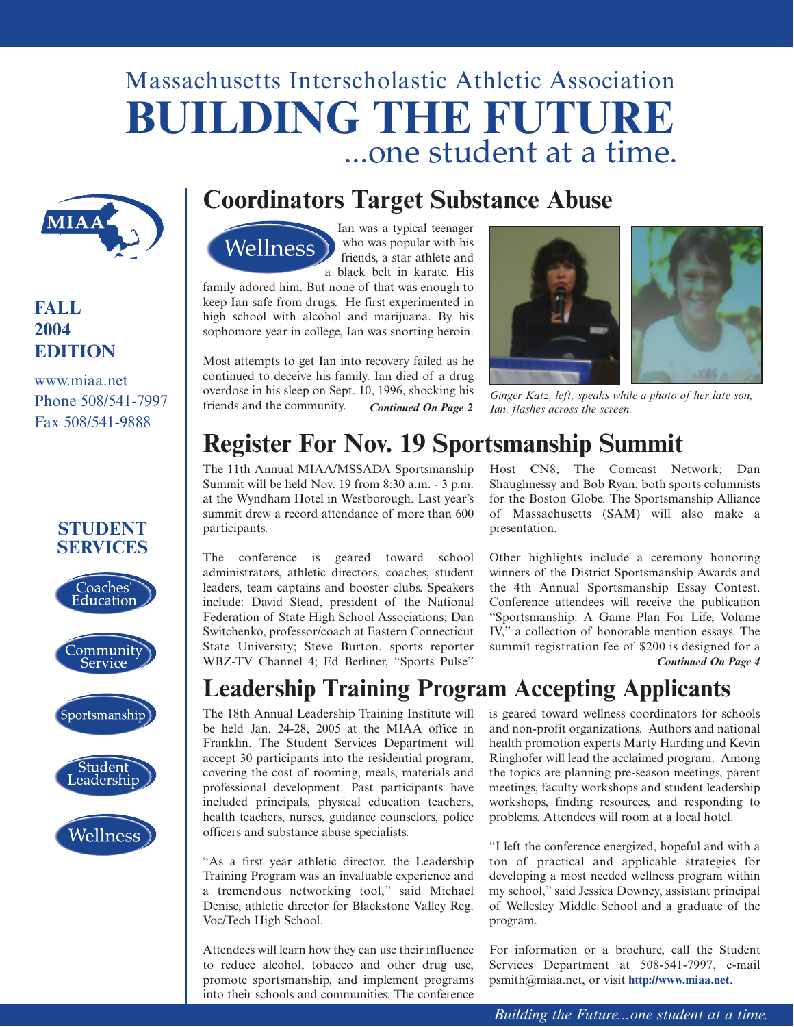Massachusetts Interscholastic Athletic Association

# BUILDING THE FUTURE

...one student at a time.

**FALL 2004 EDITION**

www.miaa.net
Phone 508/541-7997
Fax 508/541-9888

**STUDENT SERVICES**

- Coaches' Education
- Community Service
- Sportsmanship
- Student Leadership
- Wellness

## Coordinators Target Substance Abuse

Wellness

Ian was a typical teenager who was popular with his friends, a star athlete and a black belt in karate. His family adored him. But none of that was enough to keep Ian safe from drugs. He first experimented in high school with alcohol and marijuana. By his sophomore year in college, Ian was snorting heroin.

Most attempts to get Ian into recovery failed as he continued to deceive his family. Ian died of a drug overdose in his sleep on Sept. 10, 1996, shocking his friends and the community. ***Continued On Page 2***

*Ginger Katz, left, speaks while a photo of her late son, Ian, flashes across the screen.*

## Register For Nov. 19 Sportsmanship Summit

The 11th Annual MIAA/MSSADA Sportsmanship Summit will be held Nov. 19 from 8:30 a.m. - 3 p.m. at the Wyndham Hotel in Westborough. Last year's summit drew a record attendance of more than 600 participants.

The conference is geared toward school administrators, athletic directors, coaches, student leaders, team captains and booster clubs. Speakers include: David Stead, president of the National Federation of State High School Associations; Dan Switchenko, professor/coach at Eastern Connecticut State University; Steve Burton, sports reporter WBZ-TV Channel 4; Ed Berliner, "Sports Pulse" Host CN8, The Comcast Network; Dan Shaughnessy and Bob Ryan, both sports columnists for the Boston Globe. The Sportsmanship Alliance of Massachusetts (SAM) will also make a presentation.

Other highlights include a ceremony honoring winners of the District Sportsmanship Awards and the 4th Annual Sportsmanship Essay Contest. Conference attendees will receive the publication "Sportsmanship: A Game Plan For Life, Volume IV," a collection of honorable mention essays. The summit registration fee of $200 is designed for a ***Continued On Page 4***

## Leadership Training Program Accepting Applicants

The 18th Annual Leadership Training Institute will be held Jan. 24-28, 2005 at the MIAA office in Franklin. The Student Services Department will accept 30 participants into the residential program, covering the cost of rooming, meals, materials and professional development. Past participants have included principals, physical education teachers, health teachers, nurses, guidance counselors, police officers and substance abuse specialists.

"As a first year athletic director, the Leadership Training Program was an invaluable experience and a tremendous networking tool," said Michael Denise, athletic director for Blackstone Valley Reg. Voc/Tech High School.

Attendees will learn how they can use their influence to reduce alcohol, tobacco and other drug use, promote sportsmanship, and implement programs into their schools and communities. The conference is geared toward wellness coordinators for schools and non-profit organizations. Authors and national health promotion experts Marty Harding and Kevin Ringhofer will lead the acclaimed program. Among the topics are planning pre-season meetings, parent meetings, faculty workshops and student leadership workshops, finding resources, and responding to problems. Attendees will room at a local hotel.

"I left the conference energized, hopeful and with a ton of practical and applicable strategies for developing a most needed wellness program within my school," said Jessica Downey, assistant principal of Wellesley Middle School and a graduate of the program.

For information or a brochure, call the Student Services Department at 508-541-7997, e-mail psmith@miaa.net, or visit **http://www.miaa.net**.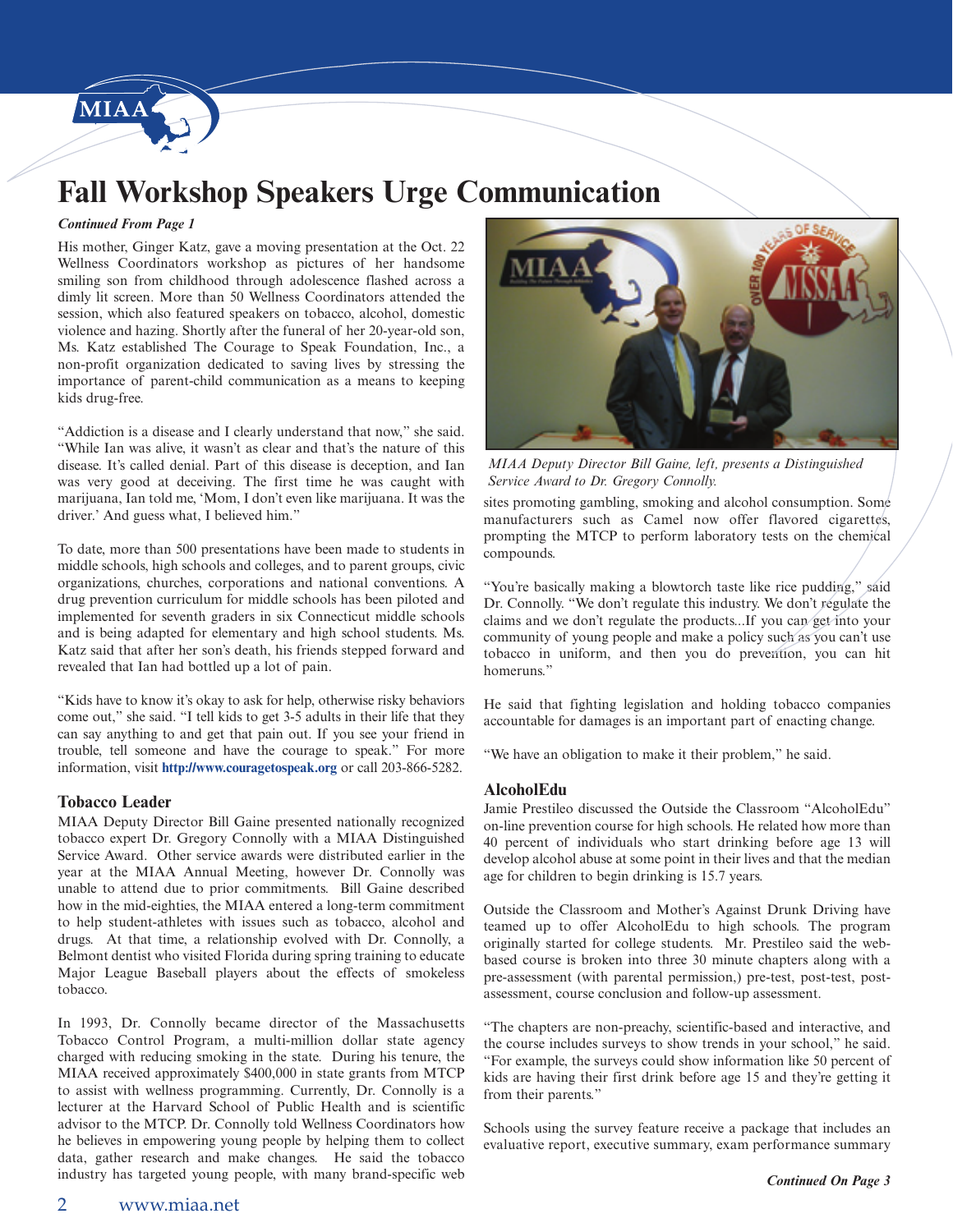# Fall Workshop Speakers Urge Communication

***Continued From Page 1***

His mother, Ginger Katz, gave a moving presentation at the Oct. 22 Wellness Coordinators workshop as pictures of her handsome smiling son from childhood through adolescence flashed across a dimly lit screen. More than 50 Wellness Coordinators attended the session, which also featured speakers on tobacco, alcohol, domestic violence and hazing. Shortly after the funeral of her 20-year-old son, Ms. Katz established The Courage to Speak Foundation, Inc., a non-profit organization dedicated to saving lives by stressing the importance of parent-child communication as a means to keeping kids drug-free.

"Addiction is a disease and I clearly understand that now," she said. "While Ian was alive, it wasn't as clear and that's the nature of this disease. It's called denial. Part of this disease is deception, and Ian was very good at deceiving. The first time he was caught with marijuana, Ian told me, 'Mom, I don't even like marijuana. It was the driver.' And guess what, I believed him."

To date, more than 500 presentations have been made to students in middle schools, high schools and colleges, and to parent groups, civic organizations, churches, corporations and national conventions. A drug prevention curriculum for middle schools has been piloted and implemented for seventh graders in six Connecticut middle schools and is being adapted for elementary and high school students. Ms. Katz said that after her son's death, his friends stepped forward and revealed that Ian had bottled up a lot of pain.

"Kids have to know it's okay to ask for help, otherwise risky behaviors come out," she said. "I tell kids to get 3-5 adults in their life that they can say anything to and get that pain out. If you see your friend in trouble, tell someone and have the courage to speak." For more information, visit **http://www.couragetospeak.org** or call 203-866-5282.

### Tobacco Leader

MIAA Deputy Director Bill Gaine presented nationally recognized tobacco expert Dr. Gregory Connolly with a MIAA Distinguished Service Award. Other service awards were distributed earlier in the year at the MIAA Annual Meeting, however Dr. Connolly was unable to attend due to prior commitments. Bill Gaine described how in the mid-eighties, the MIAA entered a long-term commitment to help student-athletes with issues such as tobacco, alcohol and drugs. At that time, a relationship evolved with Dr. Connolly, a Belmont dentist who visited Florida during spring training to educate Major League Baseball players about the effects of smokeless tobacco.

In 1993, Dr. Connolly became director of the Massachusetts Tobacco Control Program, a multi-million dollar state agency charged with reducing smoking in the state. During his tenure, the MIAA received approximately $400,000 in state grants from MTCP to assist with wellness programming. Currently, Dr. Connolly is a lecturer at the Harvard School of Public Health and is scientific advisor to the MTCP. Dr. Connolly told Wellness Coordinators how he believes in empowering young people by helping them to collect data, gather research and make changes. He said the tobacco industry has targeted young people, with many brand-specific web sites promoting gambling, smoking and alcohol consumption. Some manufacturers such as Camel now offer flavored cigarettes, prompting the MTCP to perform laboratory tests on the chemical compounds.

*MIAA Deputy Director Bill Gaine, left, presents a Distinguished Service Award to Dr. Gregory Connolly.*

"You're basically making a blowtorch taste like rice pudding," said Dr. Connolly. "We don't regulate this industry. We don't regulate the claims and we don't regulate the products...If you can get into your community of young people and make a policy such as you can't use tobacco in uniform, and then you do prevention, you can hit homeruns."

He said that fighting legislation and holding tobacco companies accountable for damages is an important part of enacting change.

"We have an obligation to make it their problem," he said.

### AlcoholEdu

Jamie Prestileo discussed the Outside the Classroom "AlcoholEdu" on-line prevention course for high schools. He related how more than 40 percent of individuals who start drinking before age 13 will develop alcohol abuse at some point in their lives and that the median age for children to begin drinking is 15.7 years.

Outside the Classroom and Mother's Against Drunk Driving have teamed up to offer AlcoholEdu to high schools. The program originally started for college students. Mr. Prestileo said the web-based course is broken into three 30 minute chapters along with a pre-assessment (with parental permission,) pre-test, post-test, post-assessment, course conclusion and follow-up assessment.

"The chapters are non-preachy, scientific-based and interactive, and the course includes surveys to show trends in your school," he said. "For example, the surveys could show information like 50 percent of kids are having their first drink before age 15 and they're getting it from their parents."

Schools using the survey feature receive a package that includes an evaluative report, executive summary, exam performance summary

***Continued On Page 3***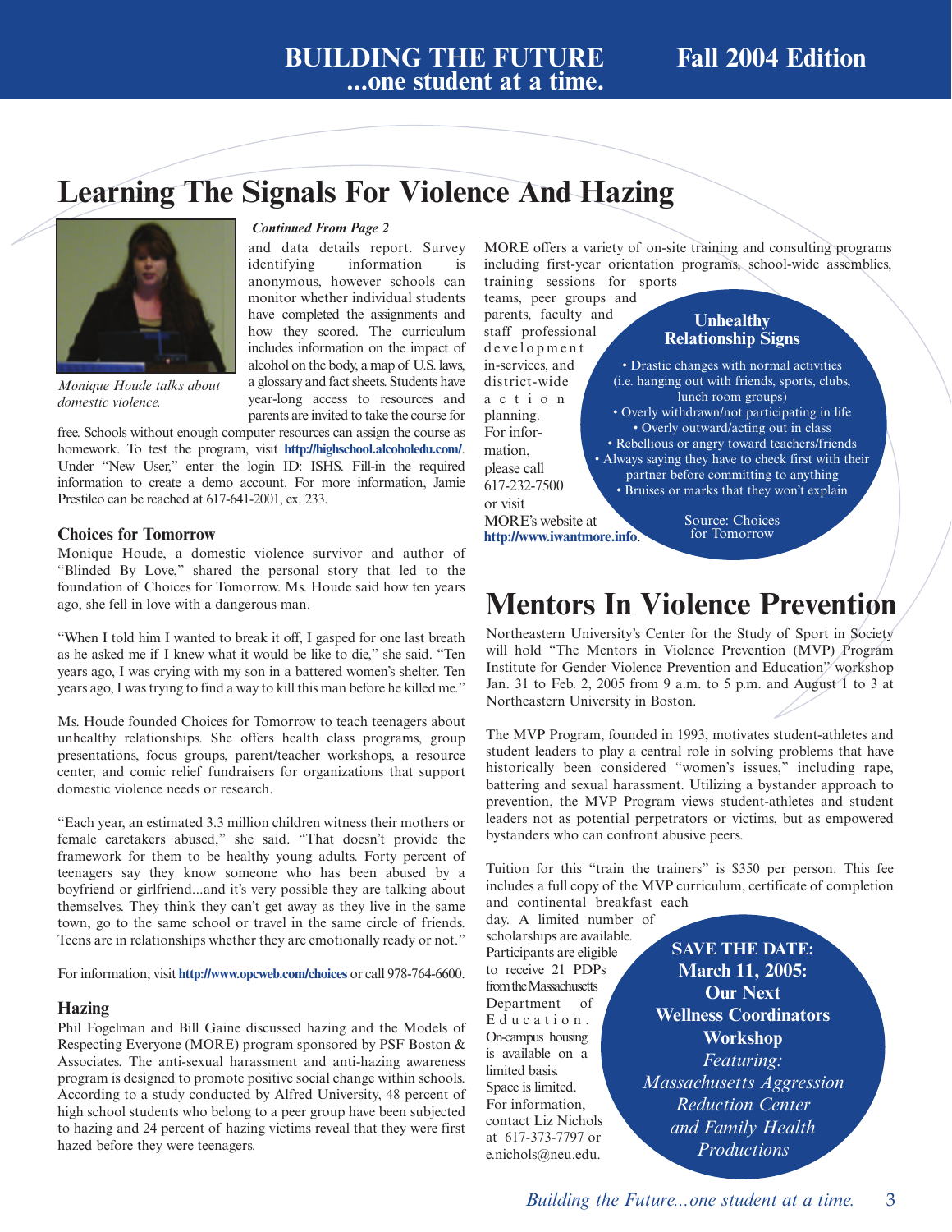# Learning The Signals For Violence And Hazing

Monique Houde talks about domestic violence.

*Continued From Page 2*

and data details report. Survey identifying information is anonymous, however schools can monitor whether individual students have completed the assignments and how they scored. The curriculum includes information on the impact of alcohol on the body, a map of U.S. laws, a glossary and fact sheets. Students have year-long access to resources and parents are invited to take the course for free. Schools without enough computer resources can assign the course as homework. To test the program, visit **http://highschool.alcoholedu.com/**. Under "New User," enter the login ID: ISHS. Fill-in the required information to create a demo account. For more information, Jamie Prestileo can be reached at 617-641-2001, ex. 233.

### Choices for Tomorrow

Monique Houde, a domestic violence survivor and author of "Blinded By Love," shared the personal story that led to the foundation of Choices for Tomorrow. Ms. Houde said how ten years ago, she fell in love with a dangerous man.

"When I told him I wanted to break it off, I gasped for one last breath as he asked me if I knew what it would be like to die," she said. "Ten years ago, I was crying with my son in a battered women's shelter. Ten years ago, I was trying to find a way to kill this man before he killed me."

Ms. Houde founded Choices for Tomorrow to teach teenagers about unhealthy relationships. She offers health class programs, group presentations, focus groups, parent/teacher workshops, a resource center, and comic relief fundraisers for organizations that support domestic violence needs or research.

"Each year, an estimated 3.3 million children witness their mothers or female caretakers abused," she said. "That doesn't provide the framework for them to be healthy young adults. Forty percent of teenagers say they know someone who has been abused by a boyfriend or girlfriend...and it's very possible they are talking about themselves. They think they can't get away as they live in the same town, go to the same school or travel in the same circle of friends. Teens are in relationships whether they are emotionally ready or not."

For information, visit **http://www.opcweb.com/choices** or call 978-764-6600.

### Hazing

Phil Fogelman and Bill Gaine discussed hazing and the Models of Respecting Everyone (MORE) program sponsored by PSF Boston & Associates. The anti-sexual harassment and anti-hazing awareness program is designed to promote positive social change within schools. According to a study conducted by Alfred University, 48 percent of high school students who belong to a peer group have been subjected to hazing and 24 percent of hazing victims reveal that they were first hazed before they were teenagers.

MORE offers a variety of on-site training and consulting programs including first-year orientation programs, school-wide assemblies, training sessions for sports teams, peer groups and parents, faculty and staff professional development in-services, and district-wide action planning. For information, please call 617-232-7500 or visit MORE's website at **http://www.iwantmore.info**.

**Unhealthy Relationship Signs**

- Drastic changes with normal activities (i.e. hanging out with friends, sports, clubs, lunch room groups)
- Overly withdrawn/not participating in life
- Overly outward/acting out in class
- Rebellious or angry toward teachers/friends
- Always saying they have to check first with their partner before committing to anything
- Bruises or marks that they won't explain

Source: Choices for Tomorrow

# Mentors In Violence Prevention

Northeastern University's Center for the Study of Sport in Society will hold "The Mentors in Violence Prevention (MVP) Program Institute for Gender Violence Prevention and Education" workshop Jan. 31 to Feb. 2, 2005 from 9 a.m. to 5 p.m. and August 1 to 3 at Northeastern University in Boston.

The MVP Program, founded in 1993, motivates student-athletes and student leaders to play a central role in solving problems that have historically been considered "women's issues," including rape, battering and sexual harassment. Utilizing a bystander approach to prevention, the MVP Program views student-athletes and student leaders not as potential perpetrators or victims, but as empowered bystanders who can confront abusive peers.

Tuition for this "train the trainers" is $350 per person. This fee includes a full copy of the MVP curriculum, certificate of completion and continental breakfast each day. A limited number of scholarships are available. Participants are eligible to receive 21 PDPs from the Massachusetts Department of Education. On-campus housing is available on a limited basis. Space is limited. For information, contact Liz Nichols at 617-373-7797 or e.nichols@neu.edu.

**SAVE THE DATE: March 11, 2005: Our Next Wellness Coordinators Workshop**

*Featuring: Massachusetts Aggression Reduction Center and Family Health Productions*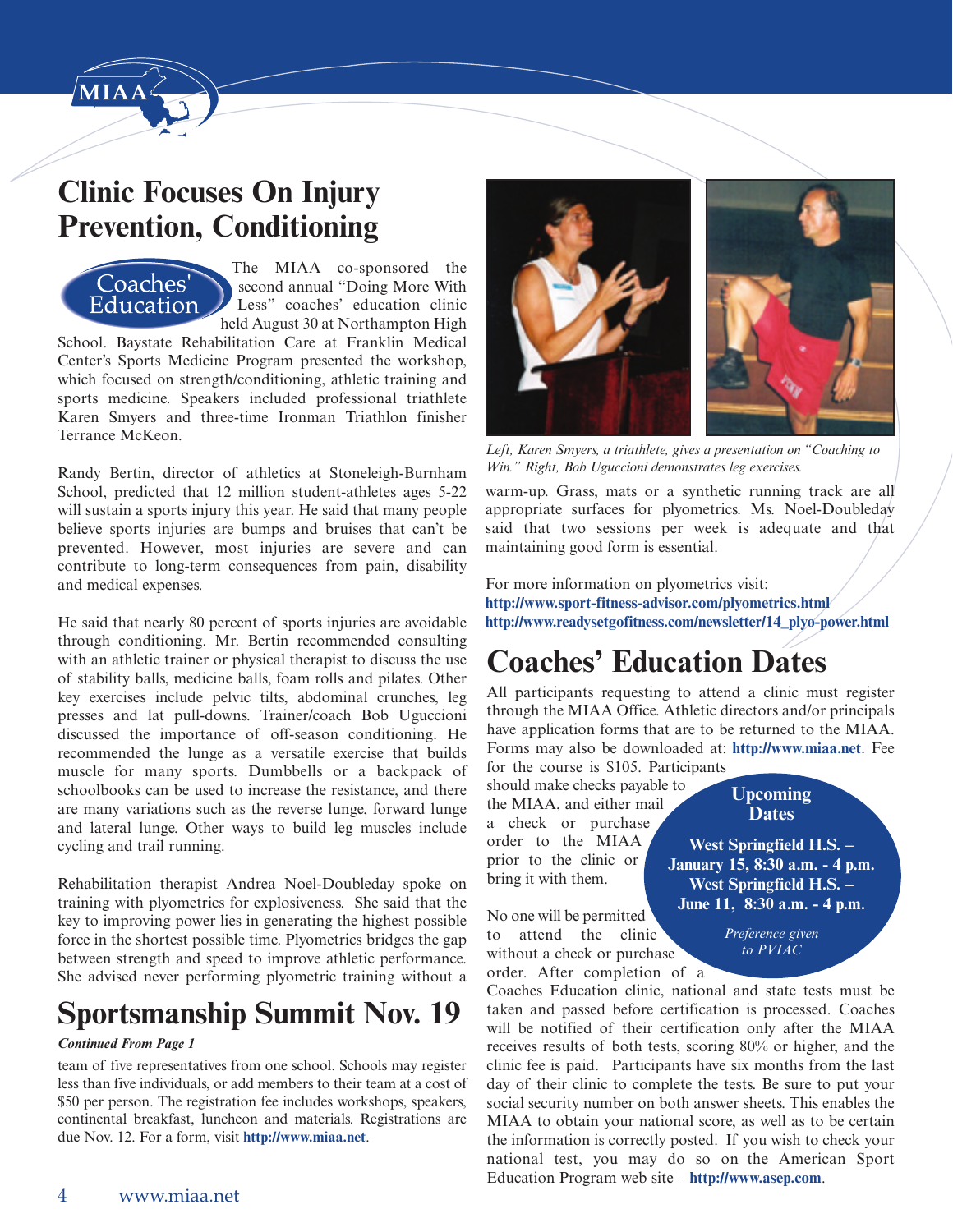# Clinic Focuses On Injury Prevention, Conditioning

**Coaches' Education**

The MIAA co-sponsored the second annual "Doing More With Less" coaches' education clinic held August 30 at Northampton High School. Baystate Rehabilitation Care at Franklin Medical Center's Sports Medicine Program presented the workshop, which focused on strength/conditioning, athletic training and sports medicine. Speakers included professional triathlete Karen Smyers and three-time Ironman Triathlon finisher Terrance McKeon.

Randy Bertin, director of athletics at Stoneleigh-Burnham School, predicted that 12 million student-athletes ages 5-22 will sustain a sports injury this year. He said that many people believe sports injuries are bumps and bruises that can't be prevented. However, most injuries are severe and can contribute to long-term consequences from pain, disability and medical expenses.

He said that nearly 80 percent of sports injuries are avoidable through conditioning. Mr. Bertin recommended consulting with an athletic trainer or physical therapist to discuss the use of stability balls, medicine balls, foam rolls and pilates. Other key exercises include pelvic tilts, abdominal crunches, leg presses and lat pull-downs. Trainer/coach Bob Uguccioni discussed the importance of off-season conditioning. He recommended the lunge as a versatile exercise that builds muscle for many sports. Dumbbells or a backpack of schoolbooks can be used to increase the resistance, and there are many variations such as the reverse lunge, forward lunge and lateral lunge. Other ways to build leg muscles include cycling and trail running.

Rehabilitation therapist Andrea Noel-Doubleday spoke on training with plyometrics for explosiveness. She said that the key to improving power lies in generating the highest possible force in the shortest possible time. Plyometrics bridges the gap between strength and speed to improve athletic performance. She advised never performing plyometric training without a warm-up. Grass, mats or a synthetic running track are all appropriate surfaces for plyometrics. Ms. Noel-Doubleday said that two sessions per week is adequate and that maintaining good form is essential.

*Left, Karen Smyers, a triathlete, gives a presentation on "Coaching to Win." Right, Bob Uguccioni demonstrates leg exercises.*

For more information on plyometrics visit:
**http://www.sport-fitness-advisor.com/plyometrics.html**
**http://www.readysetgofitness.com/newsletter/14_plyo-power.html**

# Sportsmanship Summit Nov. 19

***Continued From Page 1***

team of five representatives from one school. Schools may register less than five individuals, or add members to their team at a cost of $50 per person. The registration fee includes workshops, speakers, continental breakfast, luncheon and materials. Registrations are due Nov. 12. For a form, visit **http://www.miaa.net**.

# Coaches' Education Dates

All participants requesting to attend a clinic must register through the MIAA Office. Athletic directors and/or principals have application forms that are to be returned to the MIAA. Forms may also be downloaded at: **http://www.miaa.net**. Fee for the course is $105. Participants should make checks payable to the MIAA, and either mail a check or purchase order to the MIAA prior to the clinic or bring it with them.

No one will be permitted to attend the clinic without a check or purchase order. After completion of a Coaches Education clinic, national and state tests must be taken and passed before certification is processed. Coaches will be notified of their certification only after the MIAA receives results of both tests, scoring 80% or higher, and the clinic fee is paid. Participants have six months from the last day of their clinic to complete the tests. Be sure to put your social security number on both answer sheets. This enables the MIAA to obtain your national score, as well as to be certain the information is correctly posted. If you wish to check your national test, you may do so on the American Sport Education Program web site – **http://www.asep.com**.

**Upcoming Dates**

**West Springfield H.S. – January 15, 8:30 a.m. - 4 p.m.**
**West Springfield H.S. – June 11, 8:30 a.m. - 4 p.m.**

*Preference given to PVIAC*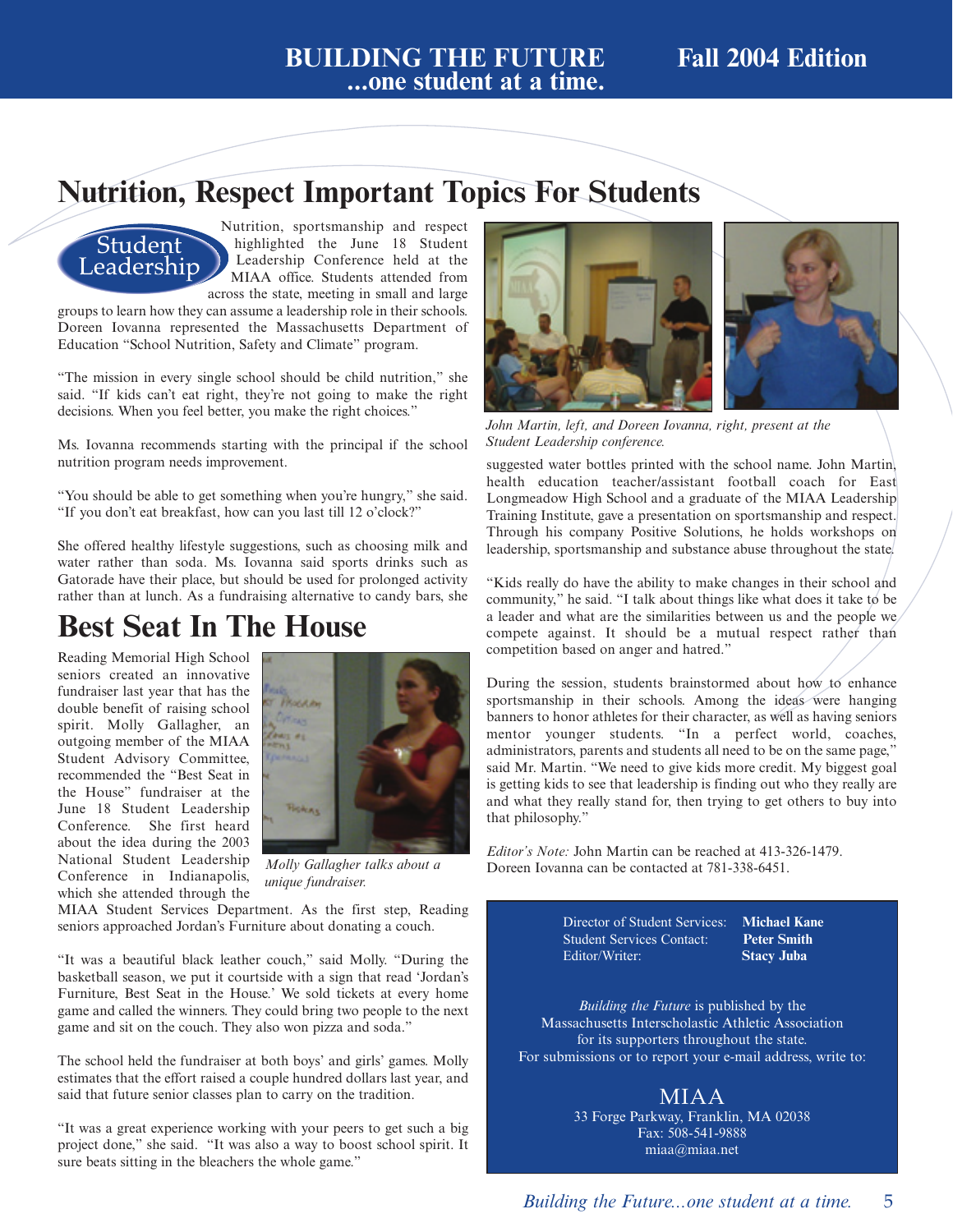# Nutrition, Respect Important Topics For Students

Student Leadership

Nutrition, sportsmanship and respect highlighted the June 18 Student Leadership Conference held at the MIAA office. Students attended from across the state, meeting in small and large groups to learn how they can assume a leadership role in their schools. Doreen Iovanna represented the Massachusetts Department of Education "School Nutrition, Safety and Climate" program.

"The mission in every single school should be child nutrition," she said. "If kids can't eat right, they're not going to make the right decisions. When you feel better, you make the right choices."

Ms. Iovanna recommends starting with the principal if the school nutrition program needs improvement.

"You should be able to get something when you're hungry," she said. "If you don't eat breakfast, how can you last till 12 o'clock?"

She offered healthy lifestyle suggestions, such as choosing milk and water rather than soda. Ms. Iovanna said sports drinks such as Gatorade have their place, but should be used for prolonged activity rather than at lunch. As a fundraising alternative to candy bars, she suggested water bottles printed with the school name. John Martin, health education teacher/assistant football coach for East Longmeadow High School and a graduate of the MIAA Leadership Training Institute, gave a presentation on sportsmanship and respect. Through his company Positive Solutions, he holds workshops on leadership, sportsmanship and substance abuse throughout the state.

*John Martin, left, and Doreen Iovanna, right, present at the Student Leadership conference.*

"Kids really do have the ability to make changes in their school and community," he said. "I talk about things like what does it take to be a leader and what are the similarities between us and the people we compete against. It should be a mutual respect rather than competition based on anger and hatred."

During the session, students brainstormed about how to enhance sportsmanship in their schools. Among the ideas were hanging banners to honor athletes for their character, as well as having seniors mentor younger students. "In a perfect world, coaches, administrators, parents and students all need to be on the same page," said Mr. Martin. "We need to give kids more credit. My biggest goal is getting kids to see that leadership is finding out who they really are and what they really stand for, then trying to get others to buy into that philosophy."

*Editor's Note:* John Martin can be reached at 413-326-1479. Doreen Iovanna can be contacted at 781-338-6451.

# Best Seat In The House

Reading Memorial High School seniors created an innovative fundraiser last year that has the double benefit of raising school spirit. Molly Gallagher, an outgoing member of the MIAA Student Advisory Committee, recommended the "Best Seat in the House" fundraiser at the June 18 Student Leadership Conference. She first heard about the idea during the 2003 National Student Leadership Conference in Indianapolis, which she attended through the MIAA Student Services Department. As the first step, Reading seniors approached Jordan's Furniture about donating a couch.

*Molly Gallagher talks about a unique fundraiser.*

"It was a beautiful black leather couch," said Molly. "During the basketball season, we put it courtside with a sign that read 'Jordan's Furniture, Best Seat in the House.' We sold tickets at every home game and called the winners. They could bring two people to the next game and sit on the couch. They also won pizza and soda."

The school held the fundraiser at both boys' and girls' games. Molly estimates that the effort raised a couple hundred dollars last year, and said that future senior classes plan to carry on the tradition.

"It was a great experience working with your peers to get such a big project done," she said. "It was also a way to boost school spirit. It sure beats sitting in the bleachers the whole game."

---

Director of Student Services: **Michael Kane**
Student Services Contact: **Peter Smith**
Editor/Writer: **Stacy Juba**

*Building the Future* is published by the Massachusetts Interscholastic Athletic Association for its supporters throughout the state.
For submissions or to report your e-mail address, write to:

MIAA
33 Forge Parkway, Franklin, MA 02038
Fax: 508-541-9888
miaa@miaa.net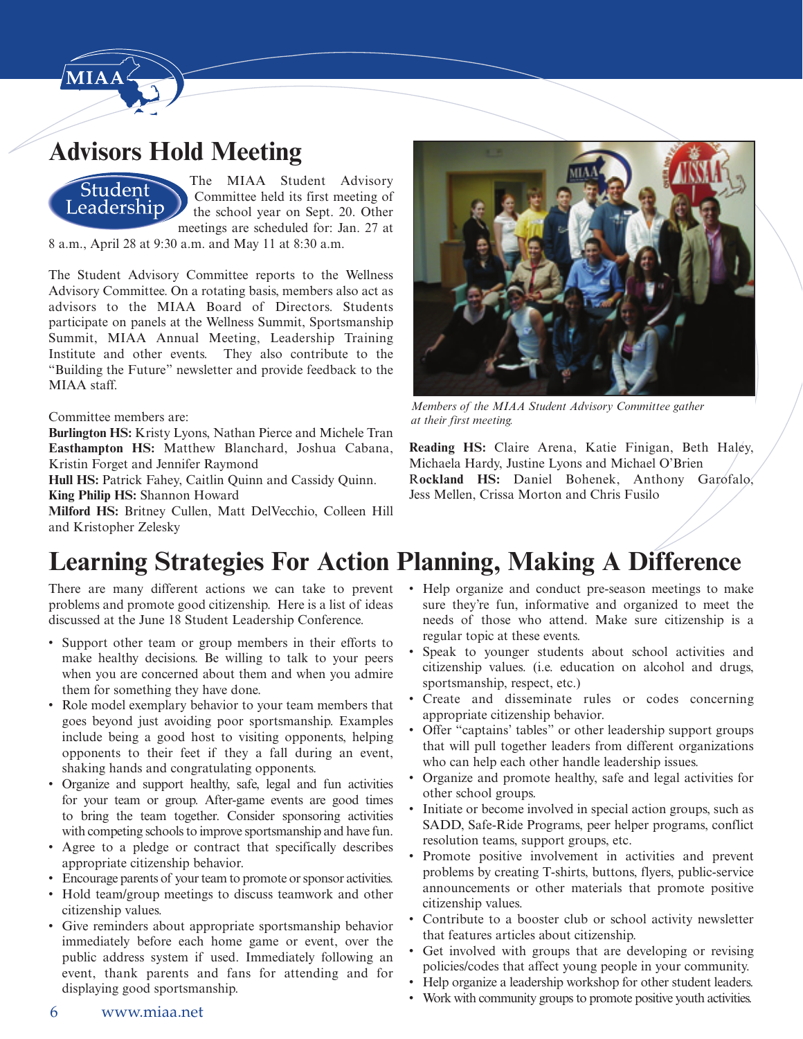# Advisors Hold Meeting

Student Leadership

The MIAA Student Advisory Committee held its first meeting of the school year on Sept. 20. Other meetings are scheduled for: Jan. 27 at 8 a.m., April 28 at 9:30 a.m. and May 11 at 8:30 a.m.

The Student Advisory Committee reports to the Wellness Advisory Committee. On a rotating basis, members also act as advisors to the MIAA Board of Directors. Students participate on panels at the Wellness Summit, Sportsmanship Summit, MIAA Annual Meeting, Leadership Training Institute and other events. They also contribute to the "Building the Future" newsletter and provide feedback to the MIAA staff.

*Members of the MIAA Student Advisory Committee gather at their first meeting.*

Committee members are:

**Burlington HS:** Kristy Lyons, Nathan Pierce and Michele Tran
**Easthampton HS:** Matthew Blanchard, Joshua Cabana, Kristin Forget and Jennifer Raymond
**Hull HS:** Patrick Fahey, Caitlin Quinn and Cassidy Quinn.
**King Philip HS:** Shannon Howard
**Milford HS:** Britney Cullen, Matt DelVecchio, Colleen Hill and Kristopher Zelesky
**Reading HS:** Claire Arena, Katie Finigan, Beth Haley, Michaela Hardy, Justine Lyons and Michael O'Brien
**Rockland HS:** Daniel Bohenek, Anthony Garofalo, Jess Mellen, Crissa Morton and Chris Fusilo

# Learning Strategies For Action Planning, Making A Difference

There are many different actions we can take to prevent problems and promote good citizenship. Here is a list of ideas discussed at the June 18 Student Leadership Conference.

- Support other team or group members in their efforts to make healthy decisions. Be willing to talk to your peers when you are concerned about them and when you admire them for something they have done.
- Role model exemplary behavior to your team members that goes beyond just avoiding poor sportsmanship. Examples include being a good host to visiting opponents, helping opponents to their feet if they a fall during an event, shaking hands and congratulating opponents.
- Organize and support healthy, safe, legal and fun activities for your team or group. After-game events are good times to bring the team together. Consider sponsoring activities with competing schools to improve sportsmanship and have fun.
- Agree to a pledge or contract that specifically describes appropriate citizenship behavior.
- Encourage parents of your team to promote or sponsor activities.
- Hold team/group meetings to discuss teamwork and other citizenship values.
- Give reminders about appropriate sportsmanship behavior immediately before each home game or event, over the public address system if used. Immediately following an event, thank parents and fans for attending and for displaying good sportsmanship.
- Help organize and conduct pre-season meetings to make sure they're fun, informative and organized to meet the needs of those who attend. Make sure citizenship is a regular topic at these events.
- Speak to younger students about school activities and citizenship values. (i.e. education on alcohol and drugs, sportsmanship, respect, etc.)
- Create and disseminate rules or codes concerning appropriate citizenship behavior.
- Offer "captains' tables" or other leadership support groups that will pull together leaders from different organizations who can help each other handle leadership issues.
- Organize and promote healthy, safe and legal activities for other school groups.
- Initiate or become involved in special action groups, such as SADD, Safe-Ride Programs, peer helper programs, conflict resolution teams, support groups, etc.
- Promote positive involvement in activities and prevent problems by creating T-shirts, buttons, flyers, public-service announcements or other materials that promote positive citizenship values.
- Contribute to a booster club or school activity newsletter that features articles about citizenship.
- Get involved with groups that are developing or revising policies/codes that affect young people in your community.
- Help organize a leadership workshop for other student leaders.
- Work with community groups to promote positive youth activities.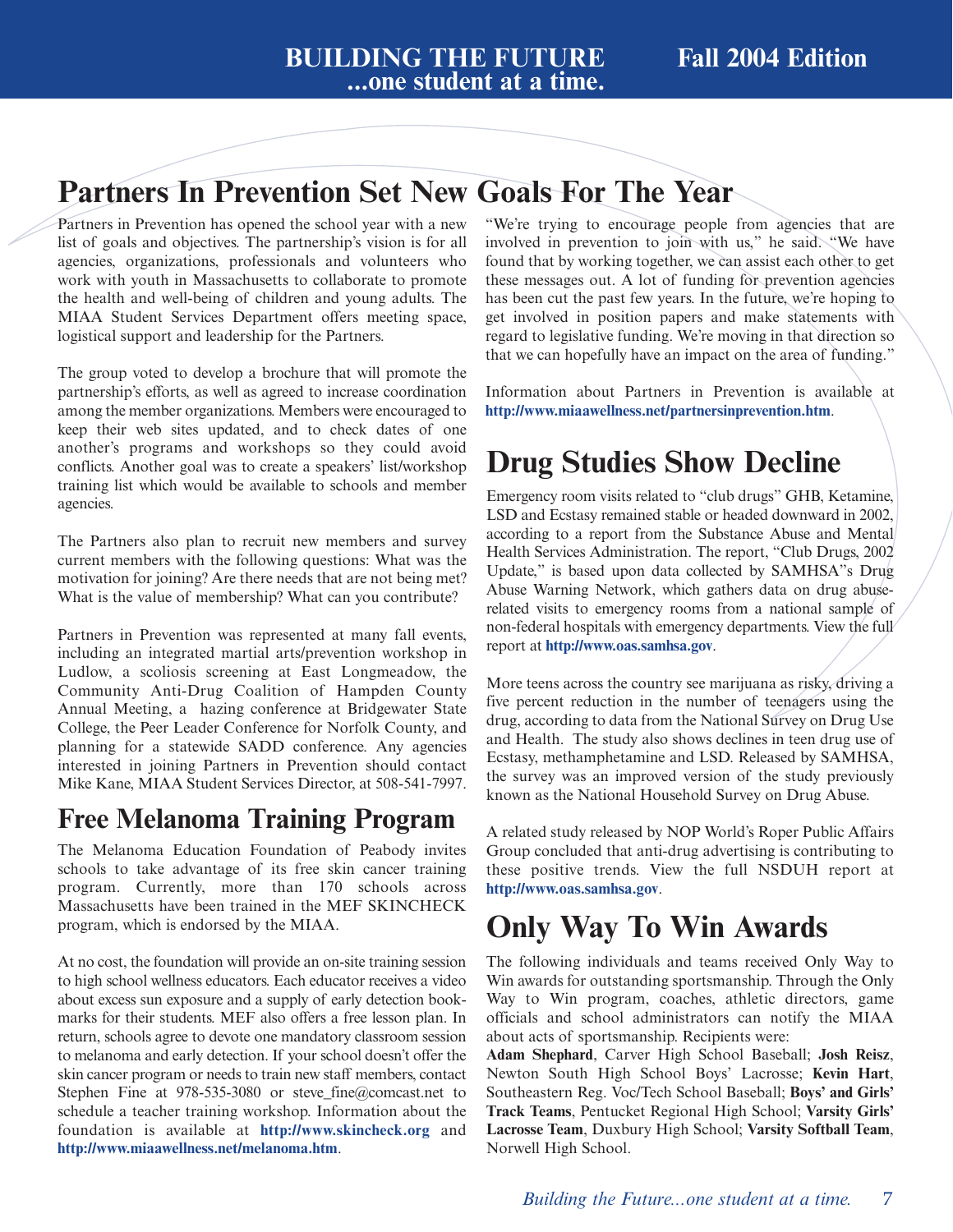## Partners In Prevention Set New Goals For The Year

Partners in Prevention has opened the school year with a new list of goals and objectives. The partnership's vision is for all agencies, organizations, professionals and volunteers who work with youth in Massachusetts to collaborate to promote the health and well-being of children and young adults. The MIAA Student Services Department offers meeting space, logistical support and leadership for the Partners.

The group voted to develop a brochure that will promote the partnership's efforts, as well as agreed to increase coordination among the member organizations. Members were encouraged to keep their web sites updated, and to check dates of one another's programs and workshops so they could avoid conflicts. Another goal was to create a speakers' list/workshop training list which would be available to schools and member agencies.

The Partners also plan to recruit new members and survey current members with the following questions: What was the motivation for joining? Are there needs that are not being met? What is the value of membership? What can you contribute?

Partners in Prevention was represented at many fall events, including an integrated martial arts/prevention workshop in Ludlow, a scoliosis screening at East Longmeadow, the Community Anti-Drug Coalition of Hampden County Annual Meeting, a hazing conference at Bridgewater State College, the Peer Leader Conference for Norfolk County, and planning for a statewide SADD conference. Any agencies interested in joining Partners in Prevention should contact Mike Kane, MIAA Student Services Director, at 508-541-7997.

"We're trying to encourage people from agencies that are involved in prevention to join with us," he said. "We have found that by working together, we can assist each other to get these messages out. A lot of funding for prevention agencies has been cut the past few years. In the future, we're hoping to get involved in position papers and make statements with regard to legislative funding. We're moving in that direction so that we can hopefully have an impact on the area of funding."

Information about Partners in Prevention is available at **http://www.miaawellness.net/partnersinprevention.htm**.

## Free Melanoma Training Program

The Melanoma Education Foundation of Peabody invites schools to take advantage of its free skin cancer training program. Currently, more than 170 schools across Massachusetts have been trained in the MEF SKINCHECK program, which is endorsed by the MIAA.

At no cost, the foundation will provide an on-site training session to high school wellness educators. Each educator receives a video about excess sun exposure and a supply of early detection bookmarks for their students. MEF also offers a free lesson plan. In return, schools agree to devote one mandatory classroom session to melanoma and early detection. If your school doesn't offer the skin cancer program or needs to train new staff members, contact Stephen Fine at 978-535-3080 or steve_fine@comcast.net to schedule a teacher training workshop. Information about the foundation is available at **http://www.skincheck.org** and **http://www.miaawellness.net/melanoma.htm**.

## Drug Studies Show Decline

Emergency room visits related to "club drugs" GHB, Ketamine, LSD and Ecstasy remained stable or headed downward in 2002, according to a report from the Substance Abuse and Mental Health Services Administration. The report, "Club Drugs, 2002 Update," is based upon data collected by SAMHSA"s Drug Abuse Warning Network, which gathers data on drug abuse-related visits to emergency rooms from a national sample of non-federal hospitals with emergency departments. View the full report at **http://www.oas.samhsa.gov**.

More teens across the country see marijuana as risky, driving a five percent reduction in the number of teenagers using the drug, according to data from the National Survey on Drug Use and Health. The study also shows declines in teen drug use of Ecstasy, methamphetamine and LSD. Released by SAMHSA, the survey was an improved version of the study previously known as the National Household Survey on Drug Abuse.

A related study released by NOP World's Roper Public Affairs Group concluded that anti-drug advertising is contributing to these positive trends. View the full NSDUH report at **http://www.oas.samhsa.gov**.

## Only Way To Win Awards

The following individuals and teams received Only Way to Win awards for outstanding sportsmanship. Through the Only Way to Win program, coaches, athletic directors, game officials and school administrators can notify the MIAA about acts of sportsmanship. Recipients were:

**Adam Shephard**, Carver High School Baseball; **Josh Reisz**, Newton South High School Boys' Lacrosse; **Kevin Hart**, Southeastern Reg. Voc/Tech School Baseball; **Boys' and Girls' Track Teams**, Pentucket Regional High School; **Varsity Girls' Lacrosse Team**, Duxbury High School; **Varsity Softball Team**, Norwell High School.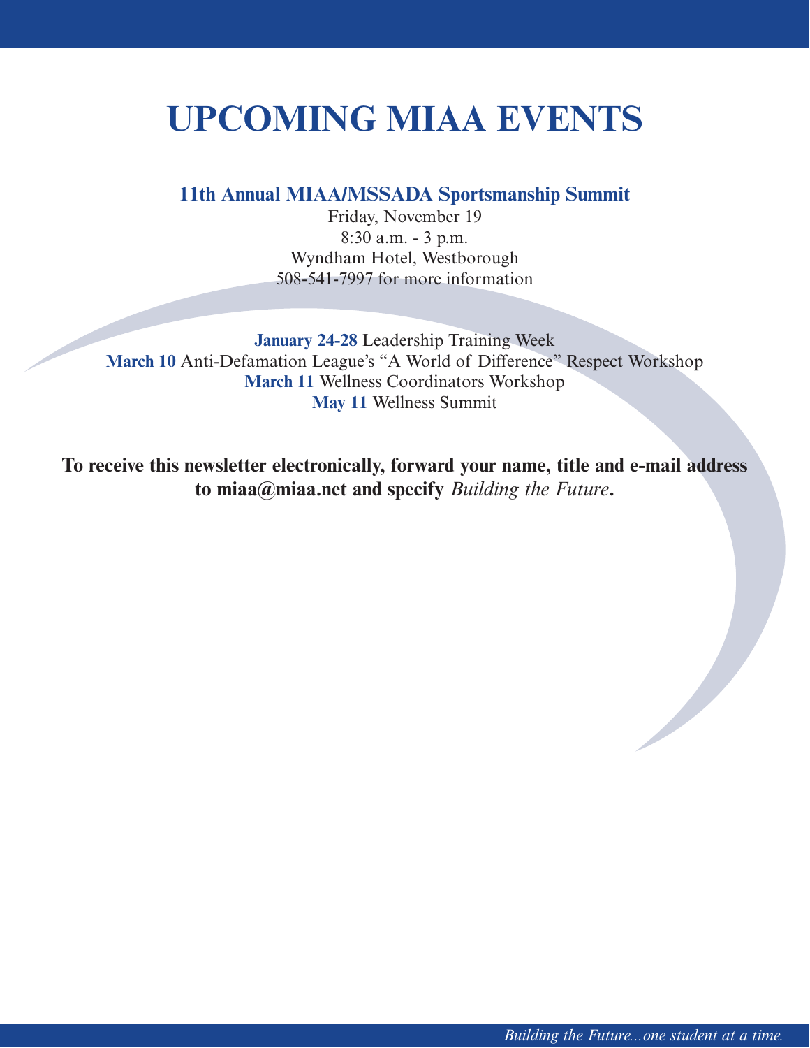# UPCOMING MIAA EVENTS

**11th Annual MIAA/MSSADA Sportsmanship Summit**

Friday, November 19
8:30 a.m. - 3 p.m.
Wyndham Hotel, Westborough
508-541-7997 for more information

**January 24-28** Leadership Training Week
**March 10** Anti-Defamation League's "A World of Difference" Respect Workshop
**March 11** Wellness Coordinators Workshop
**May 11** Wellness Summit

**To receive this newsletter electronically, forward your name, title and e-mail address to miaa@miaa.net and specify *Building the Future*.**